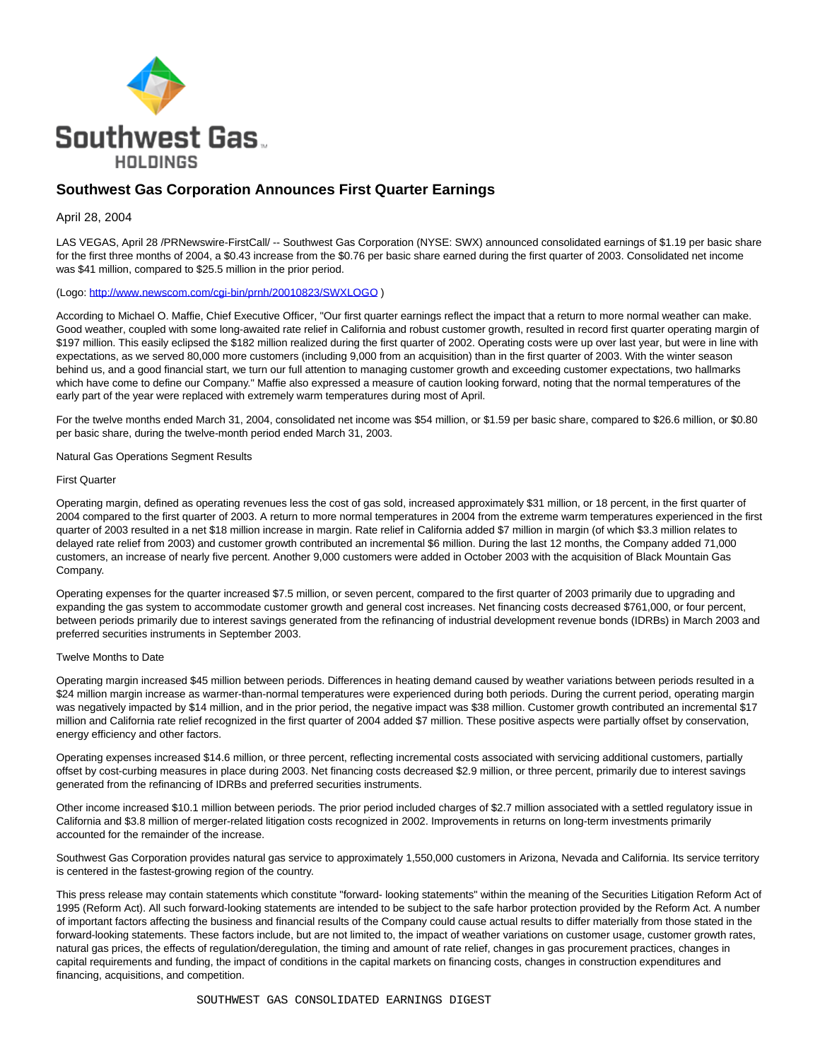# Southwest Gas Corporation Announces First Quarter Earnings

April 28, 2004

LAS VEGAS, April 28 /PRNewswire-FirstCall/ -- Southwest Gas Corporation (NYSE: SWX) announced consolidated earnings of $1.19 per basic share for the first three months of 2004, a $0.43 increase from the $0.76 per basic share earned during the first quarter of 2003. Consolidated net income was $41 million, compared to $25.5 million in the prior period.

(Logo: http://www.newscom.com/cgi-bin/prnh/20010823/SWXLOGO )

According to Michael O. Maffie, Chief Executive Officer, "Our first quarter earnings reflect the impact that a return to more normal weather can make. Good weather, coupled with some long-awaited rate relief in California and robust customer growth, resulted in record first quarter operating margin of $197 million. This easily eclipsed the $182 million realized during the first quarter of 2002. Operating costs were up over last year, but were in line with expectations, as we served 80,000 more customers (including 9,000 from an acquisition) than in the first quarter of 2003. With the winter season behind us, and a good financial start, we turn our full attention to managing customer growth and exceeding customer expectations, two hallmarks which have come to define our Company." Maffie also expressed a measure of caution looking forward, noting that the normal temperatures of the early part of the year were replaced with extremely warm temperatures during most of April.

For the twelve months ended March 31, 2004, consolidated net income was $54 million, or $1.59 per basic share, compared to $26.6 million, or $0.80 per basic share, during the twelve-month period ended March 31, 2003.

Natural Gas Operations Segment Results

First Quarter

Operating margin, defined as operating revenues less the cost of gas sold, increased approximately $31 million, or 18 percent, in the first quarter of 2004 compared to the first quarter of 2003. A return to more normal temperatures in 2004 from the extreme warm temperatures experienced in the first quarter of 2003 resulted in a net $18 million increase in margin. Rate relief in California added $7 million in margin (of which $3.3 million relates to delayed rate relief from 2003) and customer growth contributed an incremental $6 million. During the last 12 months, the Company added 71,000 customers, an increase of nearly five percent. Another 9,000 customers were added in October 2003 with the acquisition of Black Mountain Gas Company.

Operating expenses for the quarter increased $7.5 million, or seven percent, compared to the first quarter of 2003 primarily due to upgrading and expanding the gas system to accommodate customer growth and general cost increases. Net financing costs decreased $761,000, or four percent, between periods primarily due to interest savings generated from the refinancing of industrial development revenue bonds (IDRBs) in March 2003 and preferred securities instruments in September 2003.

Twelve Months to Date

Operating margin increased $45 million between periods. Differences in heating demand caused by weather variations between periods resulted in a $24 million margin increase as warmer-than-normal temperatures were experienced during both periods. During the current period, operating margin was negatively impacted by $14 million, and in the prior period, the negative impact was $38 million. Customer growth contributed an incremental $17 million and California rate relief recognized in the first quarter of 2004 added $7 million. These positive aspects were partially offset by conservation, energy efficiency and other factors.

Operating expenses increased $14.6 million, or three percent, reflecting incremental costs associated with servicing additional customers, partially offset by cost-curbing measures in place during 2003. Net financing costs decreased $2.9 million, or three percent, primarily due to interest savings generated from the refinancing of IDRBs and preferred securities instruments.

Other income increased $10.1 million between periods. The prior period included charges of $2.7 million associated with a settled regulatory issue in California and $3.8 million of merger-related litigation costs recognized in 2002. Improvements in returns on long-term investments primarily accounted for the remainder of the increase.

Southwest Gas Corporation provides natural gas service to approximately 1,550,000 customers in Arizona, Nevada and California. Its service territory is centered in the fastest-growing region of the country.

This press release may contain statements which constitute "forward- looking statements" within the meaning of the Securities Litigation Reform Act of 1995 (Reform Act). All such forward-looking statements are intended to be subject to the safe harbor protection provided by the Reform Act. A number of important factors affecting the business and financial results of the Company could cause actual results to differ materially from those stated in the forward-looking statements. These factors include, but are not limited to, the impact of weather variations on customer usage, customer growth rates, natural gas prices, the effects of regulation/deregulation, the timing and amount of rate relief, changes in gas procurement practices, changes in capital requirements and funding, the impact of conditions in the capital markets on financing costs, changes in construction expenditures and financing, acquisitions, and competition.

SOUTHWEST GAS CONSOLIDATED EARNINGS DIGEST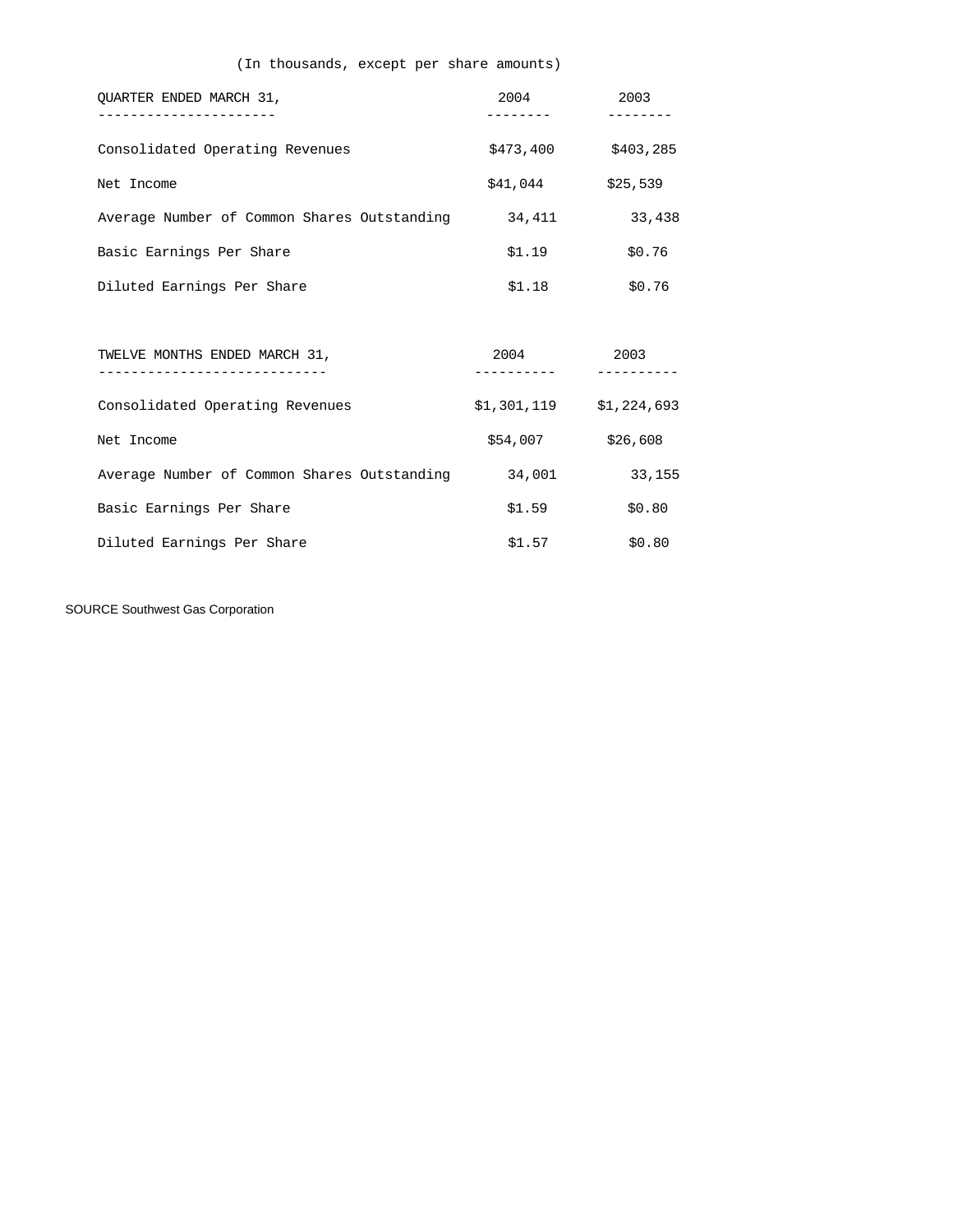(In thousands, except per share amounts)

| QUARTER ENDED MARCH 31, | 2004 | 2003 |
|---|---|---|
| Consolidated Operating Revenues | $473,400 | $403,285 |
| Net Income | $41,044 | $25,539 |
| Average Number of Common Shares Outstanding | 34,411 | 33,438 |
| Basic Earnings Per Share | $1.19 | $0.76 |
| Diluted Earnings Per Share | $1.18 | $0.76 |

| TWELVE MONTHS ENDED MARCH 31, | 2004 | 2003 |
|---|---|---|
| Consolidated Operating Revenues | $1,301,119 | $1,224,693 |
| Net Income | $54,007 | $26,608 |
| Average Number of Common Shares Outstanding | 34,001 | 33,155 |
| Basic Earnings Per Share | $1.59 | $0.80 |
| Diluted Earnings Per Share | $1.57 | $0.80 |

SOURCE Southwest Gas Corporation